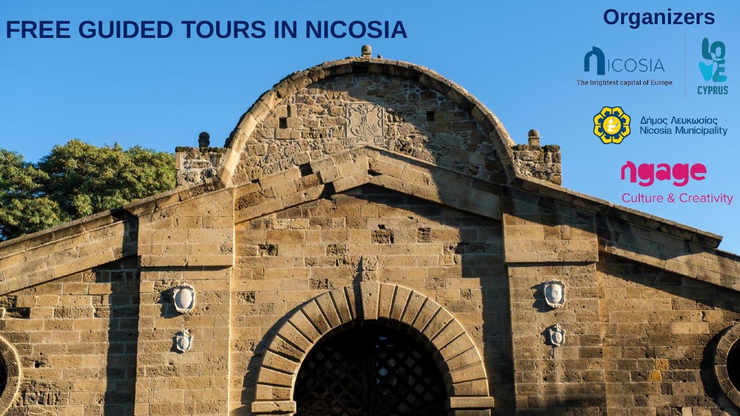# FREE GUIDED TOURS IN NICOSIA

## Organizers

NICOSIA
The brightest capital of Europe

LOVE CYPRUS

Δήμος Λευκωσίας
Nicosia Municipality

ngage
Culture & Creativity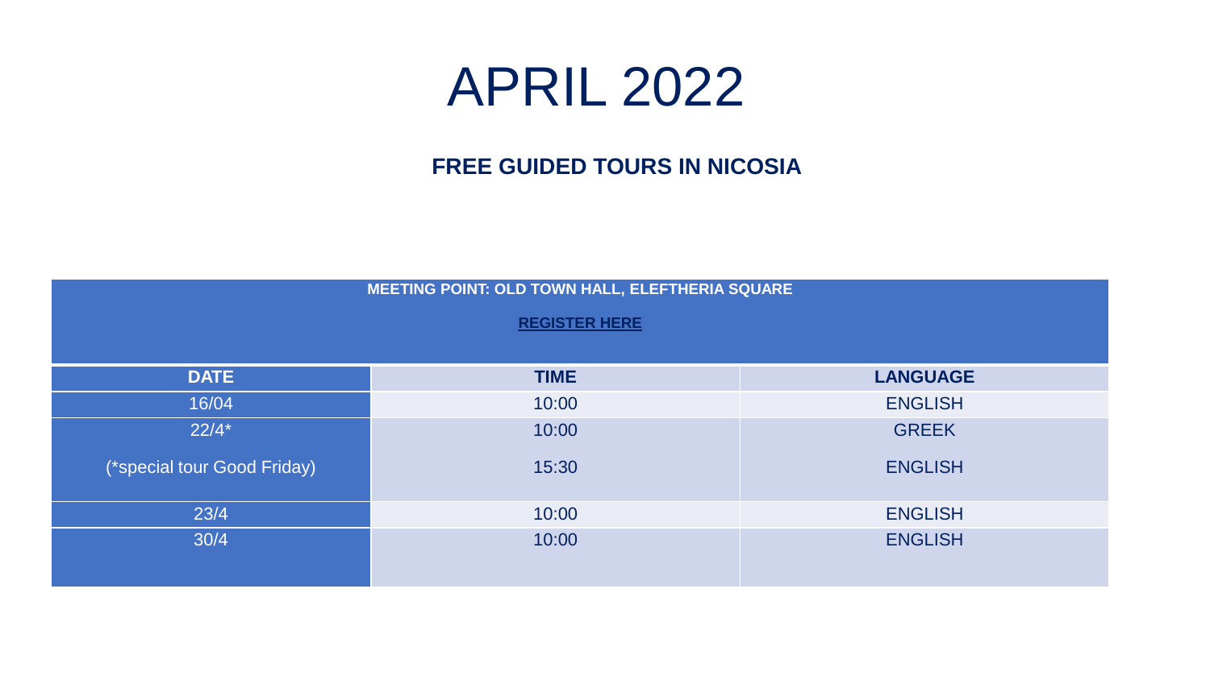# APRIL 2022

## FREE GUIDED TOURS IN NICOSIA

**MEETING POINT: OLD TOWN HALL, ELEFTHERIA SQUARE**

**REGISTER HERE**

| DATE | TIME | LANGUAGE |
|---|---|---|
| 16/04 | 10:00 | ENGLISH |
| 22/4* (*special tour Good Friday) | 10:00<br>15:30 | GREEK<br>ENGLISH |
| 23/4 | 10:00 | ENGLISH |
| 30/4 | 10:00 | ENGLISH |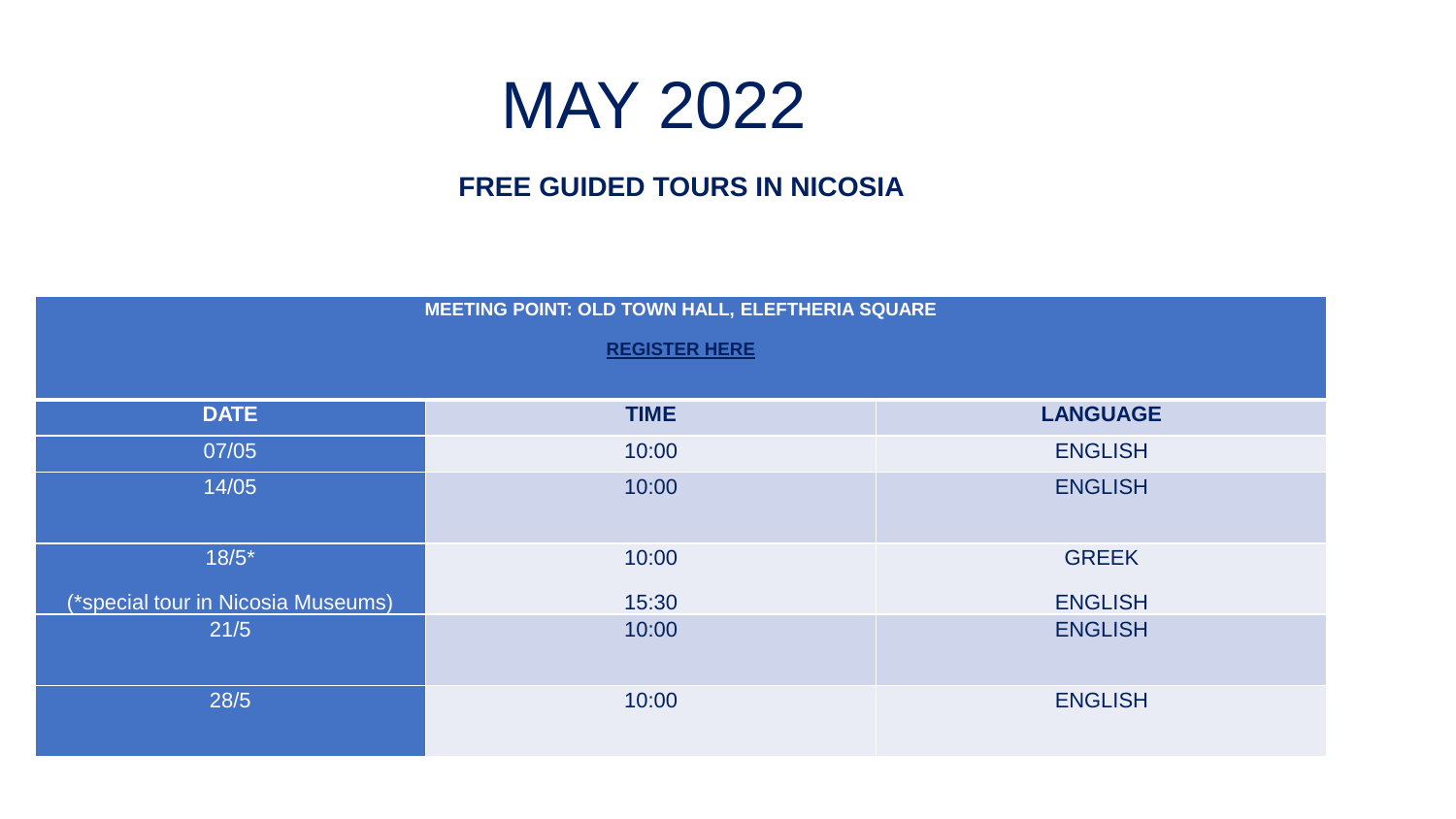# MAY 2022

## FREE GUIDED TOURS IN NICOSIA

**MEETING POINT: OLD TOWN HALL, ELEFTHERIA SQUARE**

**REGISTER HERE**

| DATE | TIME | LANGUAGE |
| --- | --- | --- |
| 07/05 | 10:00 | ENGLISH |
| 14/05 | 10:00 | ENGLISH |
| 18/5* (*special tour in Nicosia Museums) | 10:00<br>15:30 | GREEK<br>ENGLISH |
| 21/5 | 10:00 | ENGLISH |
| 28/5 | 10:00 | ENGLISH |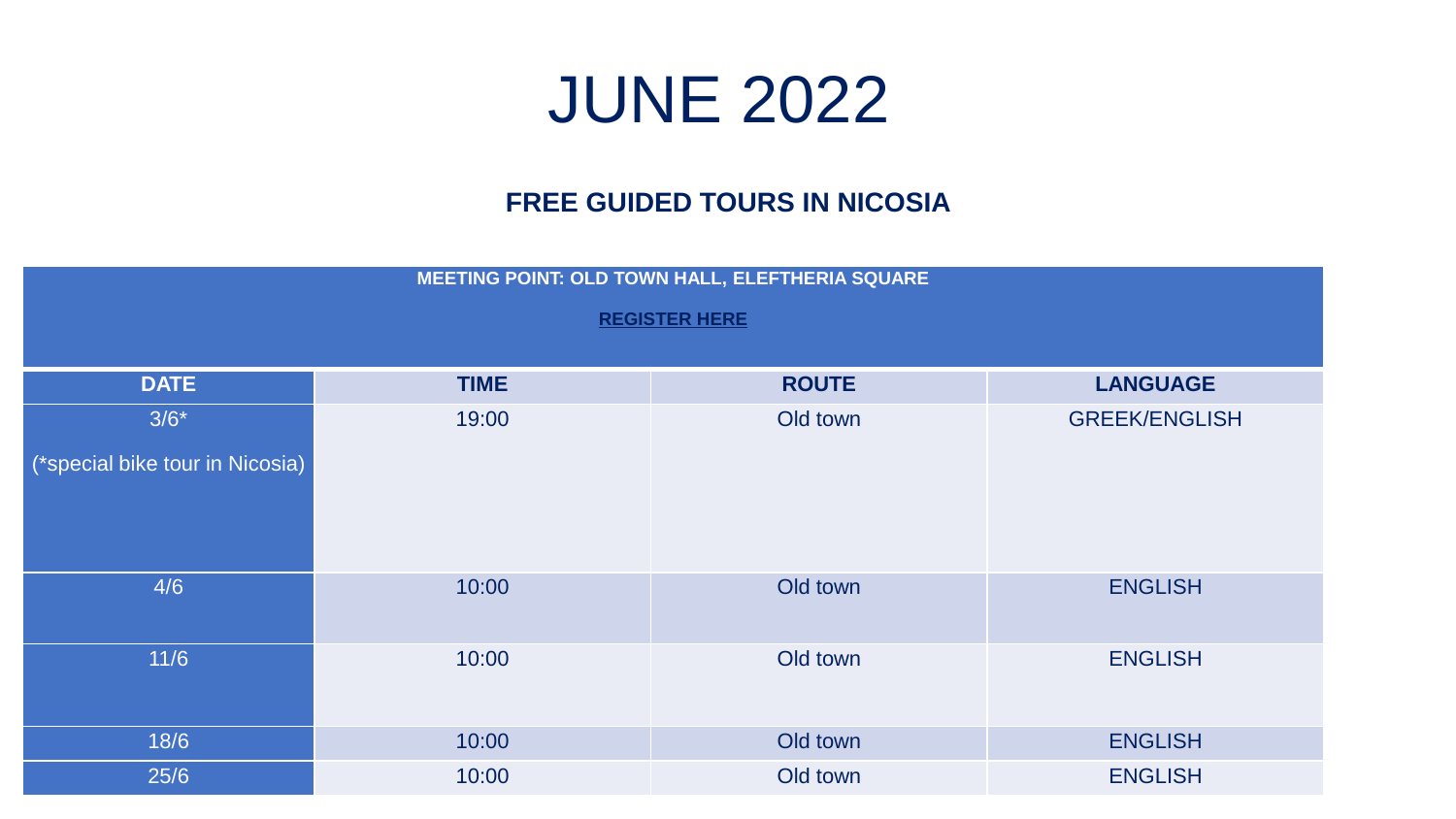# JUNE 2022

## FREE GUIDED TOURS IN NICOSIA

**MEETING POINT: OLD TOWN HALL, ELEFTHERIA SQUARE**

**REGISTER HERE**

| DATE | TIME | ROUTE | LANGUAGE |
|---|---|---|---|
| 3/6* (*special bike tour in Nicosia) | 19:00 | Old town | GREEK/ENGLISH |
| 4/6 | 10:00 | Old town | ENGLISH |
| 11/6 | 10:00 | Old town | ENGLISH |
| 18/6 | 10:00 | Old town | ENGLISH |
| 25/6 | 10:00 | Old town | ENGLISH |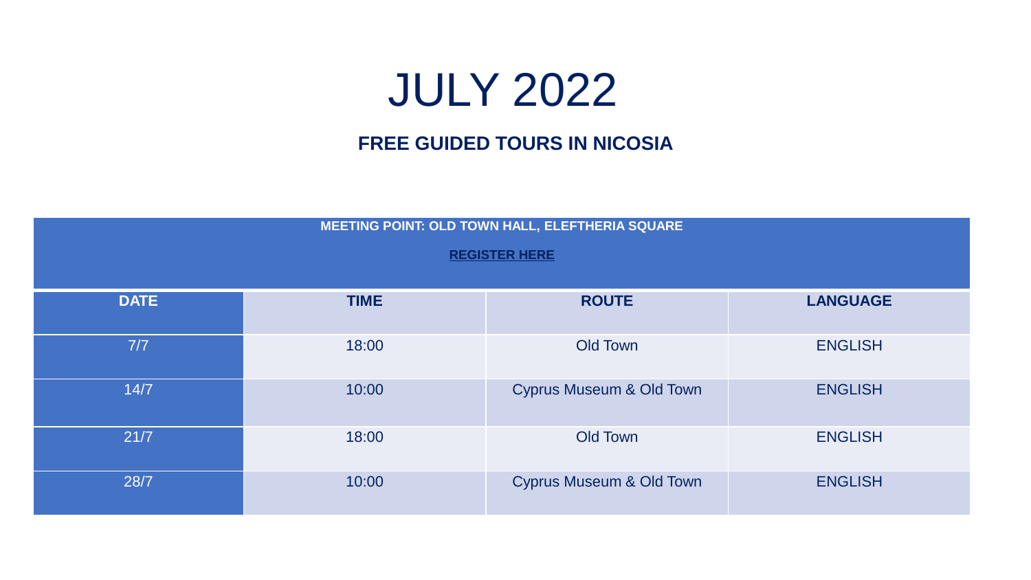# JULY 2022

## FREE GUIDED TOURS IN NICOSIA

**MEETING POINT: OLD TOWN HALL, ELEFTHERIA SQUARE**

**REGISTER HERE**

| DATE | TIME | ROUTE | LANGUAGE |
|---|---|---|---|
| 7/7 | 18:00 | Old Town | ENGLISH |
| 14/7 | 10:00 | Cyprus Museum & Old Town | ENGLISH |
| 21/7 | 18:00 | Old Town | ENGLISH |
| 28/7 | 10:00 | Cyprus Museum & Old Town | ENGLISH |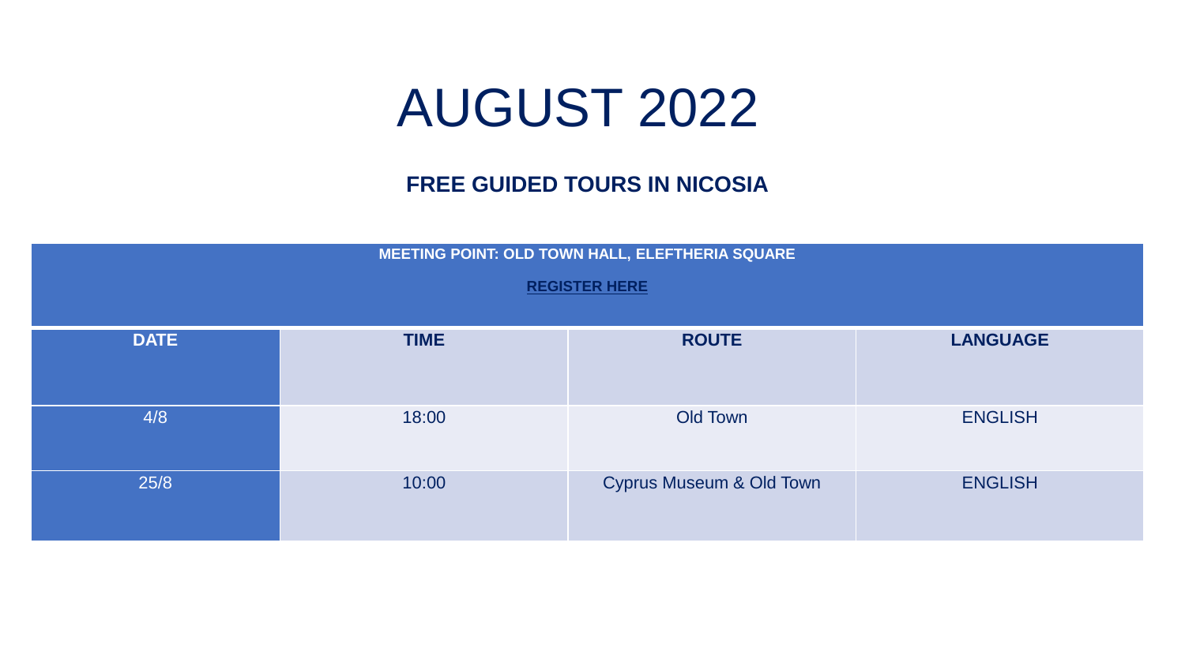# AUGUST 2022

## FREE GUIDED TOURS IN NICOSIA

| MEETING POINT: OLD TOWN HALL, ELEFTHERIA SQUARE<br>REGISTER HERE | | | |
|---|---|---|---|
| **DATE** | **TIME** | **ROUTE** | **LANGUAGE** |
| 4/8 | 18:00 | Old Town | ENGLISH |
| 25/8 | 10:00 | Cyprus Museum & Old Town | ENGLISH |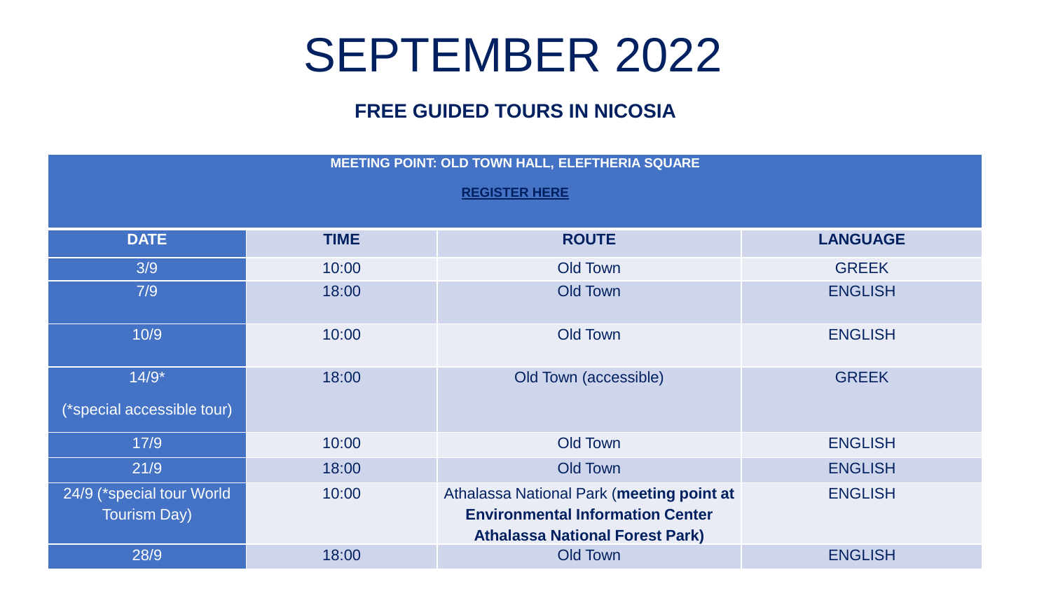# SEPTEMBER 2022

## FREE GUIDED TOURS IN NICOSIA

**MEETING POINT: OLD TOWN HALL, ELEFTHERIA SQUARE**

**REGISTER HERE**

| DATE | TIME | ROUTE | LANGUAGE |
|---|---|---|---|
| 3/9 | 10:00 | Old Town | GREEK |
| 7/9 | 18:00 | Old Town | ENGLISH |
| 10/9 | 10:00 | Old Town | ENGLISH |
| 14/9* (*special accessible tour) | 18:00 | Old Town (accessible) | GREEK |
| 17/9 | 10:00 | Old Town | ENGLISH |
| 21/9 | 18:00 | Old Town | ENGLISH |
| 24/9 (*special tour World Tourism Day) | 10:00 | Athalassa National Park (**meeting point at Environmental Information Center Athalassa National Forest Park)** | ENGLISH |
| 28/9 | 18:00 | Old Town | ENGLISH |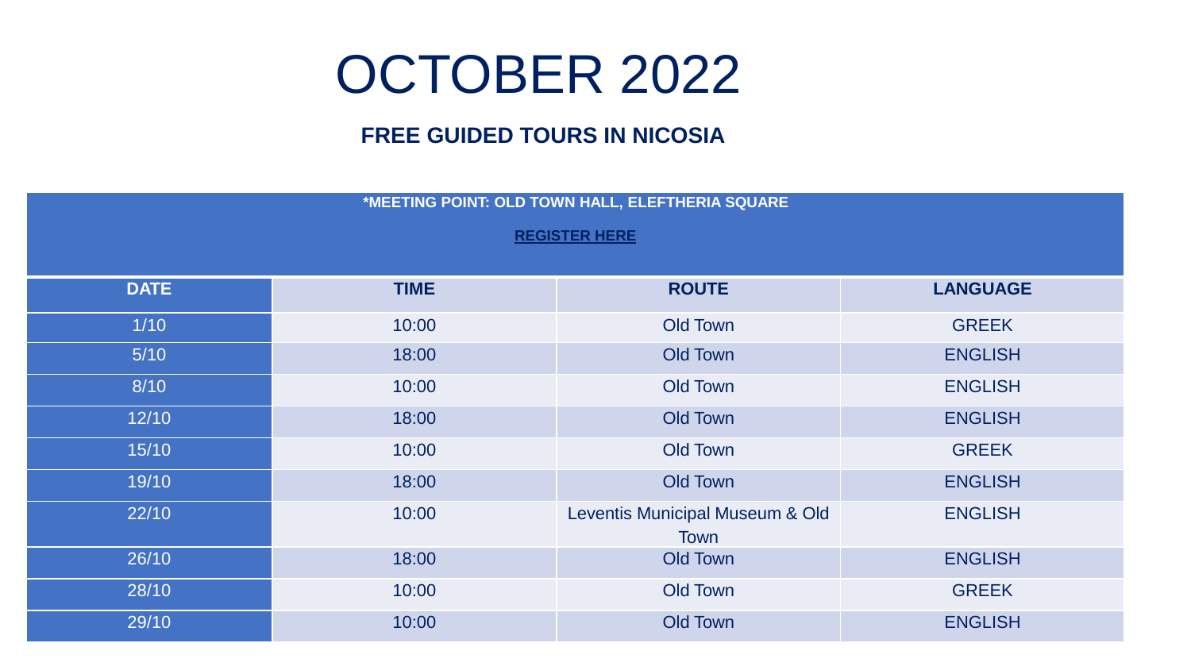# OCTOBER 2022

## FREE GUIDED TOURS IN NICOSIA

**\*MEETING POINT: OLD TOWN HALL, ELEFTHERIA SQUARE**

**REGISTER HERE**

| DATE | TIME | ROUTE | LANGUAGE |
|---|---|---|---|
| 1/10 | 10:00 | Old Town | GREEK |
| 5/10 | 18:00 | Old Town | ENGLISH |
| 8/10 | 10:00 | Old Town | ENGLISH |
| 12/10 | 18:00 | Old Town | ENGLISH |
| 15/10 | 10:00 | Old Town | GREEK |
| 19/10 | 18:00 | Old Town | ENGLISH |
| 22/10 | 10:00 | Leventis Municipal Museum & Old Town | ENGLISH |
| 26/10 | 18:00 | Old Town | ENGLISH |
| 28/10 | 10:00 | Old Town | GREEK |
| 29/10 | 10:00 | Old Town | ENGLISH |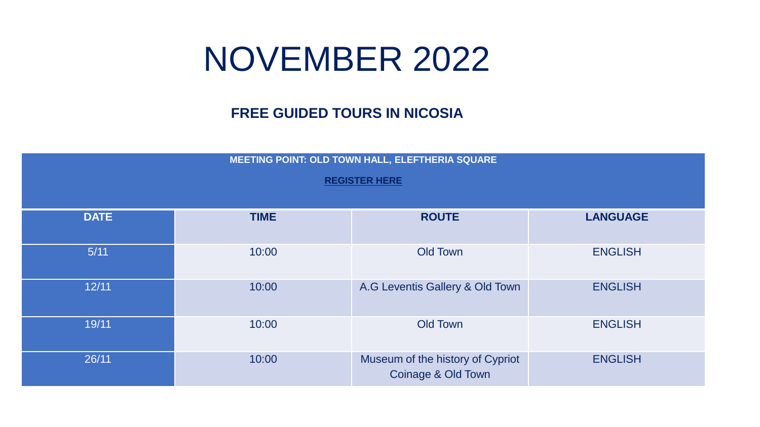# NOVEMBER 2022

## FREE GUIDED TOURS IN NICOSIA

**MEETING POINT: OLD TOWN HALL, ELEFTHERIA SQUARE**

**REGISTER HERE**

| DATE | TIME | ROUTE | LANGUAGE |
|---|---|---|---|
| 5/11 | 10:00 | Old Town | ENGLISH |
| 12/11 | 10:00 | A.G Leventis Gallery & Old Town | ENGLISH |
| 19/11 | 10:00 | Old Town | ENGLISH |
| 26/11 | 10:00 | Museum of the history of Cypriot Coinage & Old Town | ENGLISH |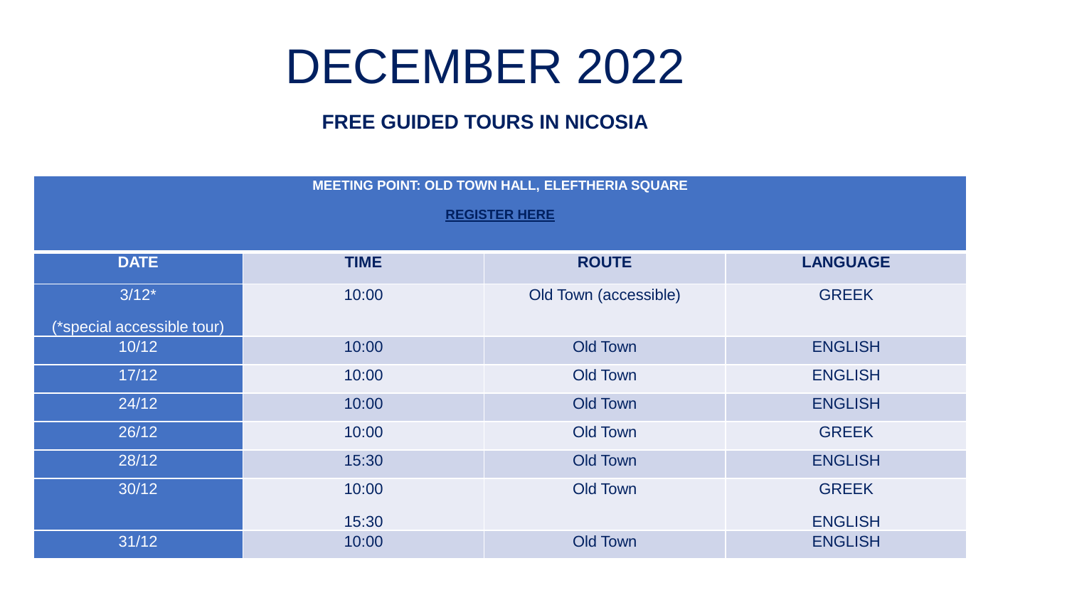# DECEMBER 2022

## FREE GUIDED TOURS IN NICOSIA

MEETING POINT: OLD TOWN HALL, ELEFTHERIA SQUARE

REGISTER HERE

| DATE | TIME | ROUTE | LANGUAGE |
|---|---|---|---|
| 3/12* (*special accessible tour) | 10:00 | Old Town (accessible) | GREEK |
| 10/12 | 10:00 | Old Town | ENGLISH |
| 17/12 | 10:00 | Old Town | ENGLISH |
| 24/12 | 10:00 | Old Town | ENGLISH |
| 26/12 | 10:00 | Old Town | GREEK |
| 28/12 | 15:30 | Old Town | ENGLISH |
| 30/12 | 10:00<br>15:30 | Old Town | GREEK<br>ENGLISH |
| 31/12 | 10:00 | Old Town | ENGLISH |